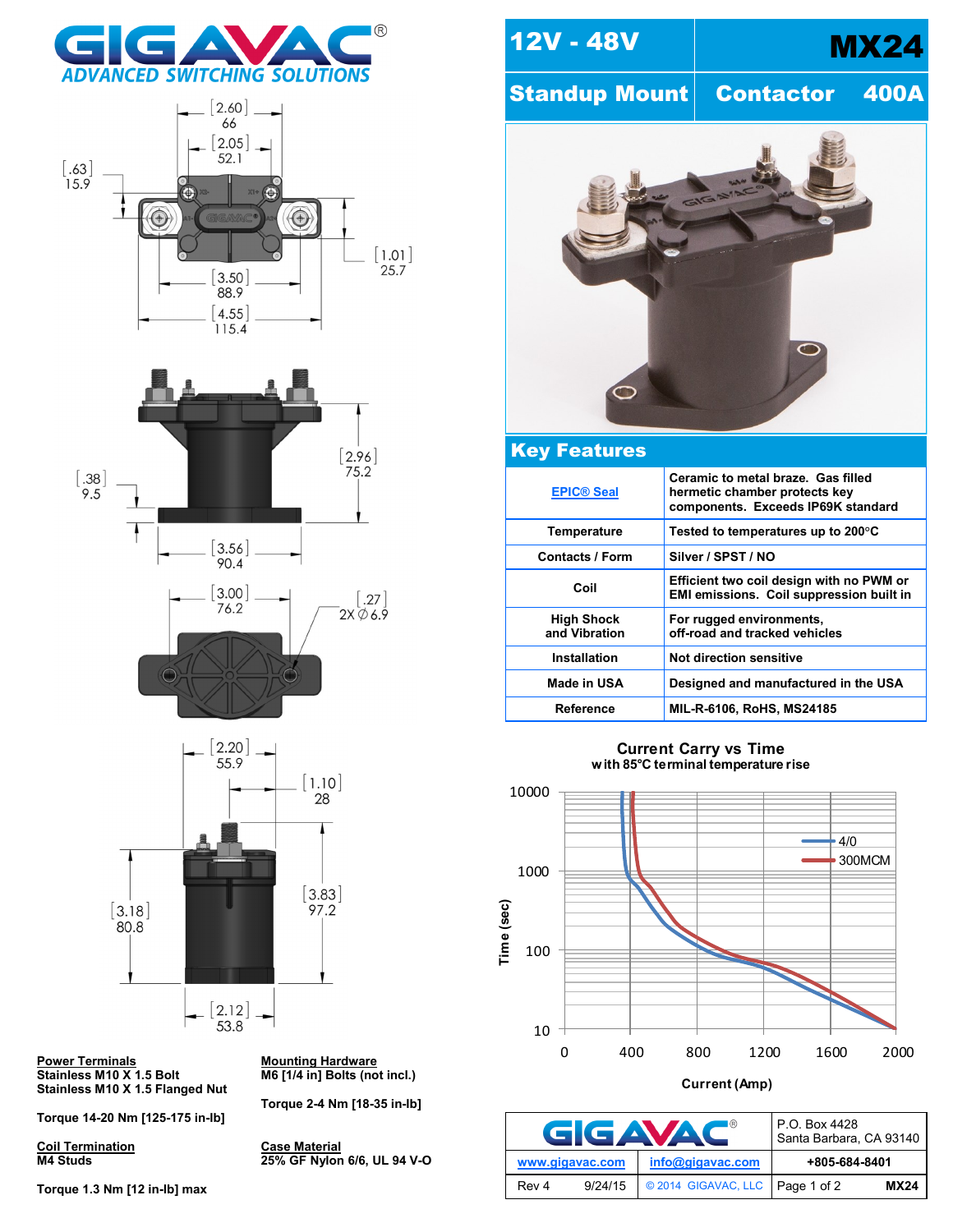# GIGAVAC

ADVANCED SWITCHING SOLUTIONS

## 12V - 48V MX24

## Standup Mount Contactor 400A

## Key Features

| | |
|---|---|
| EPIC® Seal | Ceramic to metal braze. Gas filled hermetic chamber protects key components. Exceeds IP69K standard |
| Temperature | Tested to temperatures up to 200°C |
| Contacts / Form | Silver / SPST / NO |
| Coil | Efficient two coil design with no PWM or EMI emissions. Coil suppression built in |
| High Shock and Vibration | For rugged environments, off-road and tracked vehicles |
| Installation | Not direction sensitive |
| Made in USA | Designed and manufactured in the USA |
| Reference | MIL-R-6106, RoHS, MS24185 |

**Current Carry vs Time**
with 85°C terminal temperature rise

Time (sec) vs Current (Amp) — 4/0, 300MCM

Dimensions: [2.60] 66; [2.05] 52.1; [.63] 15.9; [1.01] 25.7; [3.50] 88.9; [4.55] 115.4; [2.96] 75.2; [.38] 9.5; [3.56] 90.4; [3.00] 76.2; [.27] 2X Ø 6.9; [2.20] 55.9; [1.10] 28; [3.83] 97.2; [3.18] 80.8; [2.12] 53.8

**Power Terminals**
Stainless M10 X 1.5 Bolt
Stainless M10 X 1.5 Flanged Nut

Torque 14-20 Nm [125-175 in-lb]

**Coil Termination**
M4 Studs

Torque 1.3 Nm [12 in-lb] max

**Mounting Hardware**
M6 [1/4 in] Bolts (not incl.)

Torque 2-4 Nm [18-35 in-lb]

**Case Material**
25% GF Nylon 6/6, UL 94 V-O

| GIGAVAC | P.O. Box 4428 Santa Barbara, CA 93140 |
|---|---|
| www.gigavac.com · info@gigavac.com | +805-684-8401 |
| Rev 4 · 9/24/15 · © 2014 GIGAVAC, LLC | MX24 |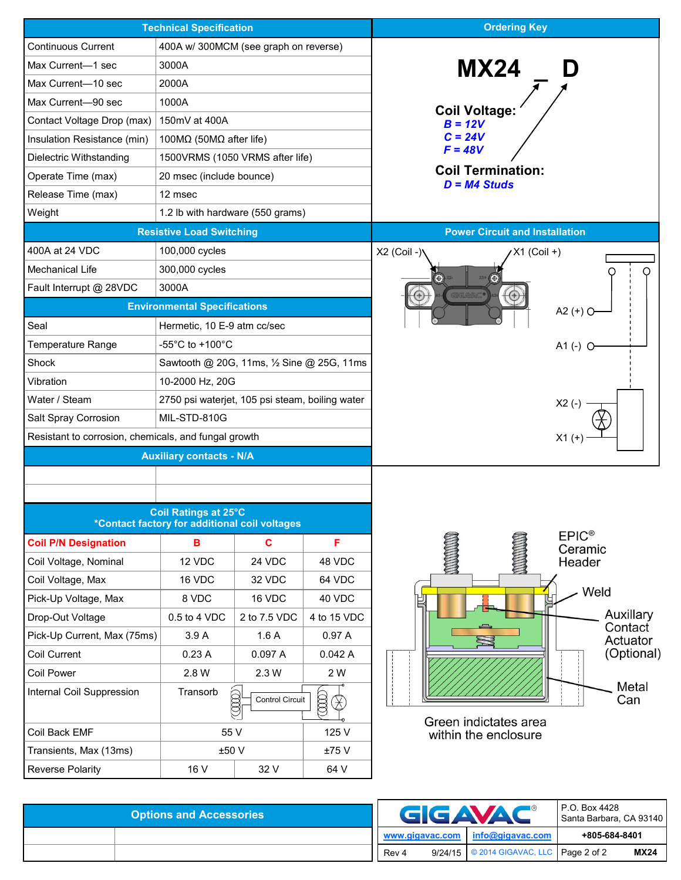## Technical Specification

| | |
|---|---|
| Continuous Current | 400A w/ 300MCM (see graph on reverse) |
| Max Current—1 sec | 3000A |
| Max Current—10 sec | 2000A |
| Max Current—90 sec | 1000A |
| Contact Voltage Drop (max) | 150mV at 400A |
| Insulation Resistance (min) | 100MΩ (50MΩ after life) |
| Dielectric Withstanding | 1500VRMS (1050 VRMS after life) |
| Operate Time (max) | 20 msec (include bounce) |
| Release Time (max) | 12 msec |
| Weight | 1.2 lb with hardware (550 grams) |

## Ordering Key

**MX24 _ D**

**Coil Voltage:**
*B = 12V*
*C = 24V*
*F = 48V*

**Coil Termination:**
*D = M4 Studs*

## Resistive Load Switching

| | |
|---|---|
| 400A at 24 VDC | 100,000 cycles |
| Mechanical Life | 300,000 cycles |
| Fault Interrupt @ 28VDC | 3000A |

## Environmental Specifications

| | |
|---|---|
| Seal | Hermetic, 10 E-9 atm cc/sec |
| Temperature Range | -55°C to +100°C |
| Shock | Sawtooth @ 20G, 11ms, ½ Sine @ 25G, 11ms |
| Vibration | 10-2000 Hz, 20G |
| Water / Steam | 2750 psi waterjet, 105 psi steam, boiling water |
| Salt Spray Corrosion | MIL-STD-810G |
| Resistant to corrosion, chemicals, and fungal growth | |

## Auxiliary contacts - N/A

## Power Circuit and Installation

X2 (Coil -)
X1 (Coil +)
A2 (+)
A1 (-)
X2 (-)
X1 (+)

## Coil Ratings at 25°C
*Contact factory for additional coil voltages

| Coil P/N Designation | B | C | F |
|---|---|---|---|
| Coil Voltage, Nominal | 12 VDC | 24 VDC | 48 VDC |
| Coil Voltage, Max | 16 VDC | 32 VDC | 64 VDC |
| Pick-Up Voltage, Max | 8 VDC | 16 VDC | 40 VDC |
| Drop-Out Voltage | 0.5 to 4 VDC | 2 to 7.5 VDC | 4 to 15 VDC |
| Pick-Up Current, Max (75ms) | 3.9 A | 1.6 A | 0.97 A |
| Coil Current | 0.23 A | 0.097 A | 0.042 A |
| Coil Power | 2.8 W | 2.3 W | 2 W |
| Internal Coil Suppression | Transorb | Control Circuit | |
| Coil Back EMF | 55 V | | 125 V |
| Transients, Max (13ms) | ±50 V | | ±75 V |
| Reverse Polarity | 16 V | 32 V | 64 V |

EPIC® Ceramic Header
Weld
Auxillary Contact Actuator (Optional)
Metal Can

Green indictates area within the enclosure

## Options and Accessories

| | |
|---|---|
| | |
| | |

GIGAVAC®
P.O. Box 4428
Santa Barbara, CA 93140
www.gigavac.com | info@gigavac.com | +805-684-8401
Rev 4 9/24/15 | © 2014 GIGAVAC, LLC | MX24